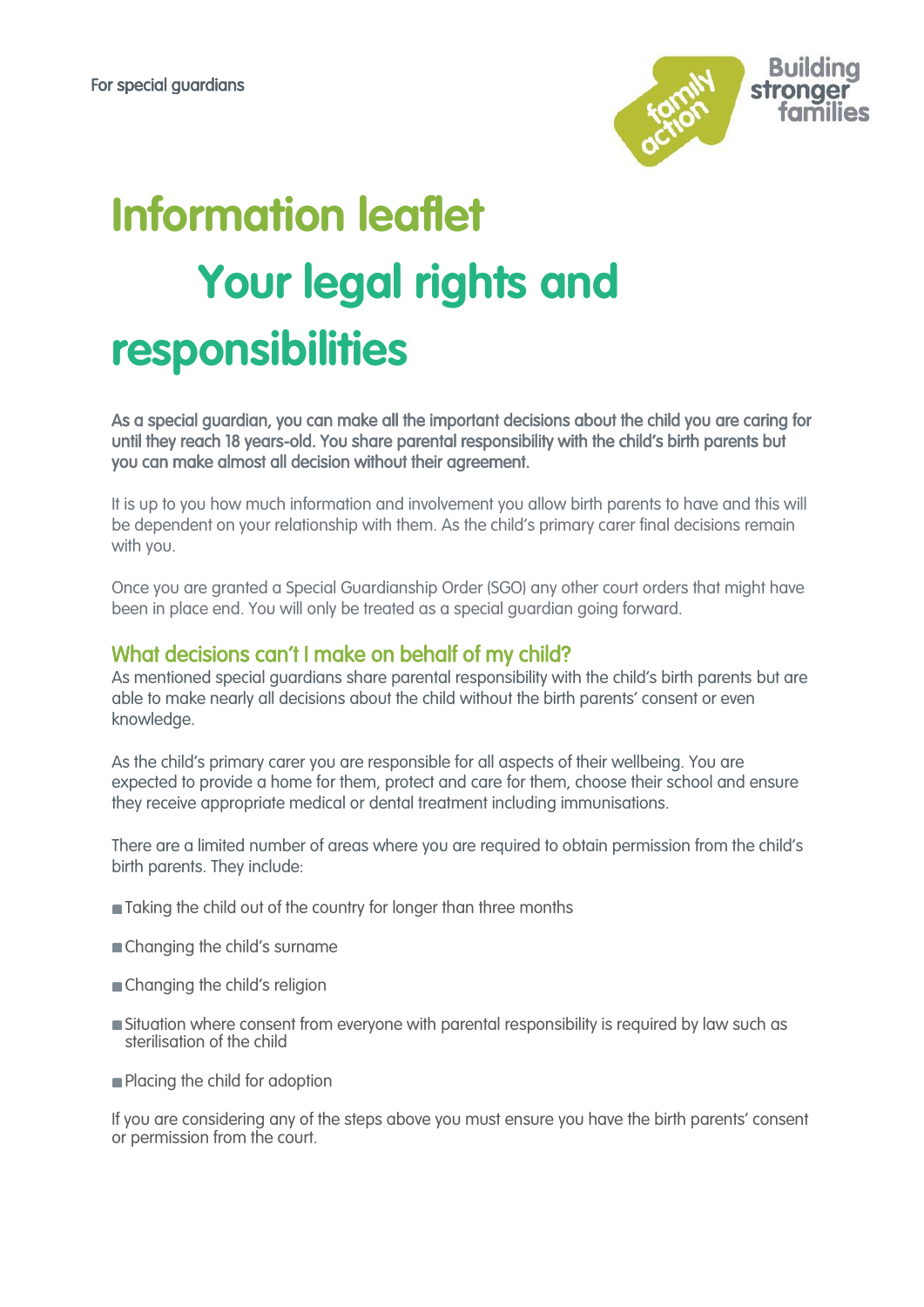For special guardians

# Information leaflet

# Your legal rights and responsibilities

**As a special guardian, you can make all the important decisions about the child you are caring for until they reach 18 years-old. You share parental responsibility with the child's birth parents but you can make almost all decision without their agreement.**

It is up to you how much information and involvement you allow birth parents to have and this will be dependent on your relationship with them. As the child's primary carer final decisions remain with you.

Once you are granted a Special Guardianship Order (SGO) any other court orders that might have been in place end. You will only be treated as a special guardian going forward.

## What decisions can't I make on behalf of my child?

As mentioned special guardians share parental responsibility with the child's birth parents but are able to make nearly all decisions about the child without the birth parents' consent or even knowledge.

As the child's primary carer you are responsible for all aspects of their wellbeing. You are expected to provide a home for them, protect and care for them, choose their school and ensure they receive appropriate medical or dental treatment including immunisations.

There are a limited number of areas where you are required to obtain permission from the child's birth parents. They include:

- Taking the child out of the country for longer than three months
- Changing the child's surname
- Changing the child's religion
- Situation where consent from everyone with parental responsibility is required by law such as sterilisation of the child
- Placing the child for adoption

If you are considering any of the steps above you must ensure you have the birth parents' consent or permission from the court.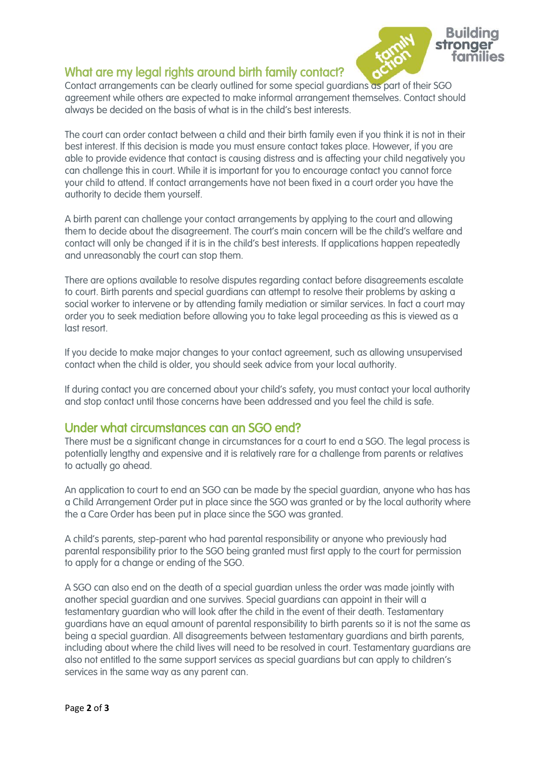## What are my legal rights around birth family contact?

Contact arrangements can be clearly outlined for some special guardians as part of their SGO agreement while others are expected to make informal arrangement themselves. Contact should always be decided on the basis of what is in the child's best interests.

The court can order contact between a child and their birth family even if you think it is not in their best interest. If this decision is made you must ensure contact takes place. However, if you are able to provide evidence that contact is causing distress and is affecting your child negatively you can challenge this in court. While it is important for you to encourage contact you cannot force your child to attend. If contact arrangements have not been fixed in a court order you have the authority to decide them yourself.

A birth parent can challenge your contact arrangements by applying to the court and allowing them to decide about the disagreement. The court's main concern will be the child's welfare and contact will only be changed if it is in the child's best interests. If applications happen repeatedly and unreasonably the court can stop them.

There are options available to resolve disputes regarding contact before disagreements escalate to court. Birth parents and special guardians can attempt to resolve their problems by asking a social worker to intervene or by attending family mediation or similar services. In fact a court may order you to seek mediation before allowing you to take legal proceeding as this is viewed as a last resort.

If you decide to make major changes to your contact agreement, such as allowing unsupervised contact when the child is older, you should seek advice from your local authority.

If during contact you are concerned about your child's safety, you must contact your local authority and stop contact until those concerns have been addressed and you feel the child is safe.

## Under what circumstances can an SGO end?

There must be a significant change in circumstances for a court to end a SGO. The legal process is potentially lengthy and expensive and it is relatively rare for a challenge from parents or relatives to actually go ahead.

An application to court to end an SGO can be made by the special guardian, anyone who has has a Child Arrangement Order put in place since the SGO was granted or by the local authority where the a Care Order has been put in place since the SGO was granted.

A child's parents, step-parent who had parental responsibility or anyone who previously had parental responsibility prior to the SGO being granted must first apply to the court for permission to apply for a change or ending of the SGO.

A SGO can also end on the death of a special guardian unless the order was made jointly with another special guardian and one survives. Special guardians can appoint in their will a testamentary guardian who will look after the child in the event of their death. Testamentary guardians have an equal amount of parental responsibility to birth parents so it is not the same as being a special guardian. All disagreements between testamentary guardians and birth parents, including about where the child lives will need to be resolved in court. Testamentary guardians are also not entitled to the same support services as special guardians but can apply to children's services in the same way as any parent can.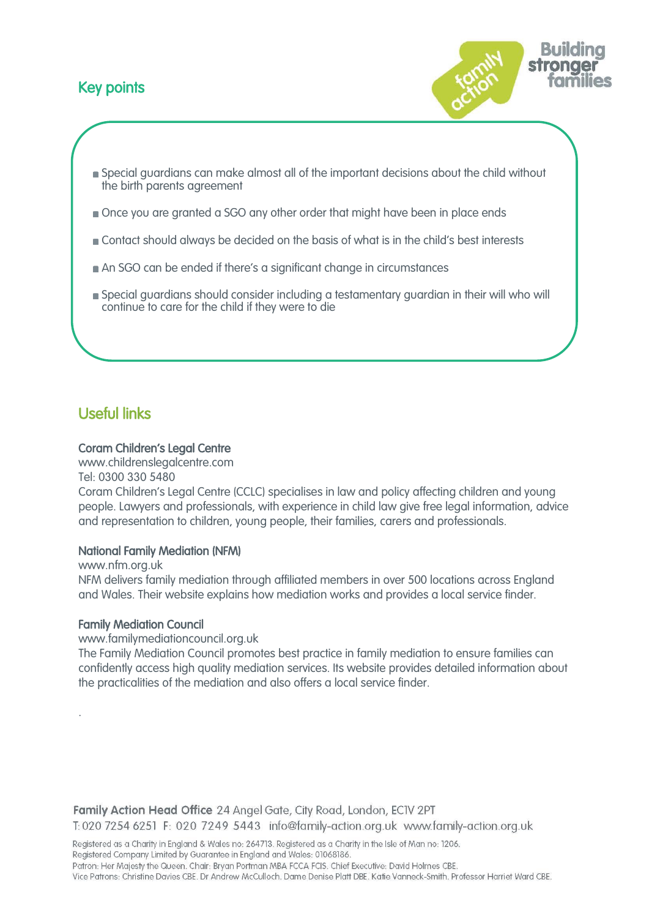## Key points

- Special guardians can make almost all of the important decisions about the child without the birth parents agreement
- Once you are granted a SGO any other order that might have been in place ends
- Contact should always be decided on the basis of what is in the child's best interests
- An SGO can be ended if there's a significant change in circumstances
- Special guardians should consider including a testamentary guardian in their will who will continue to care for the child if they were to die

## Useful links

### Coram Children's Legal Centre

www.childrenslegalcentre.com
Tel: 0300 330 5480
Coram Children's Legal Centre (CCLC) specialises in law and policy affecting children and young people. Lawyers and professionals, with experience in child law give free legal information, advice and representation to children, young people, their families, carers and professionals.

### National Family Mediation (NFM)

www.nfm.org.uk
NFM delivers family mediation through affiliated members in over 500 locations across England and Wales. Their website explains how mediation works and provides a local service finder.

### Family Mediation Council

www.familymediationcouncil.org.uk
The Family Mediation Council promotes best practice in family mediation to ensure families can confidently access high quality mediation services. Its website provides detailed information about the practicalities of the mediation and also offers a local service finder.

**Family Action Head Office** 24 Angel Gate, City Road, London, EC1V 2PT
T: 020 7254 6251 F: 020 7249 5443 info@family-action.org.uk www.family-action.org.uk

Registered as a Charity in England & Wales no: 264713. Registered as a Charity in the Isle of Man no: 1206.
Registered Company Limited by Guarantee in England and Wales: 01068186.
Patron: Her Majesty the Queen. Chair: Bryan Portman MBA FCCA FCIS. Chief Executive: David Holmes CBE.
Vice Patrons: Christine Davies CBE. Dr Andrew McCulloch. Dame Denise Platt DBE. Katie Vanneck-Smith. Professor Harriet Ward CBE.